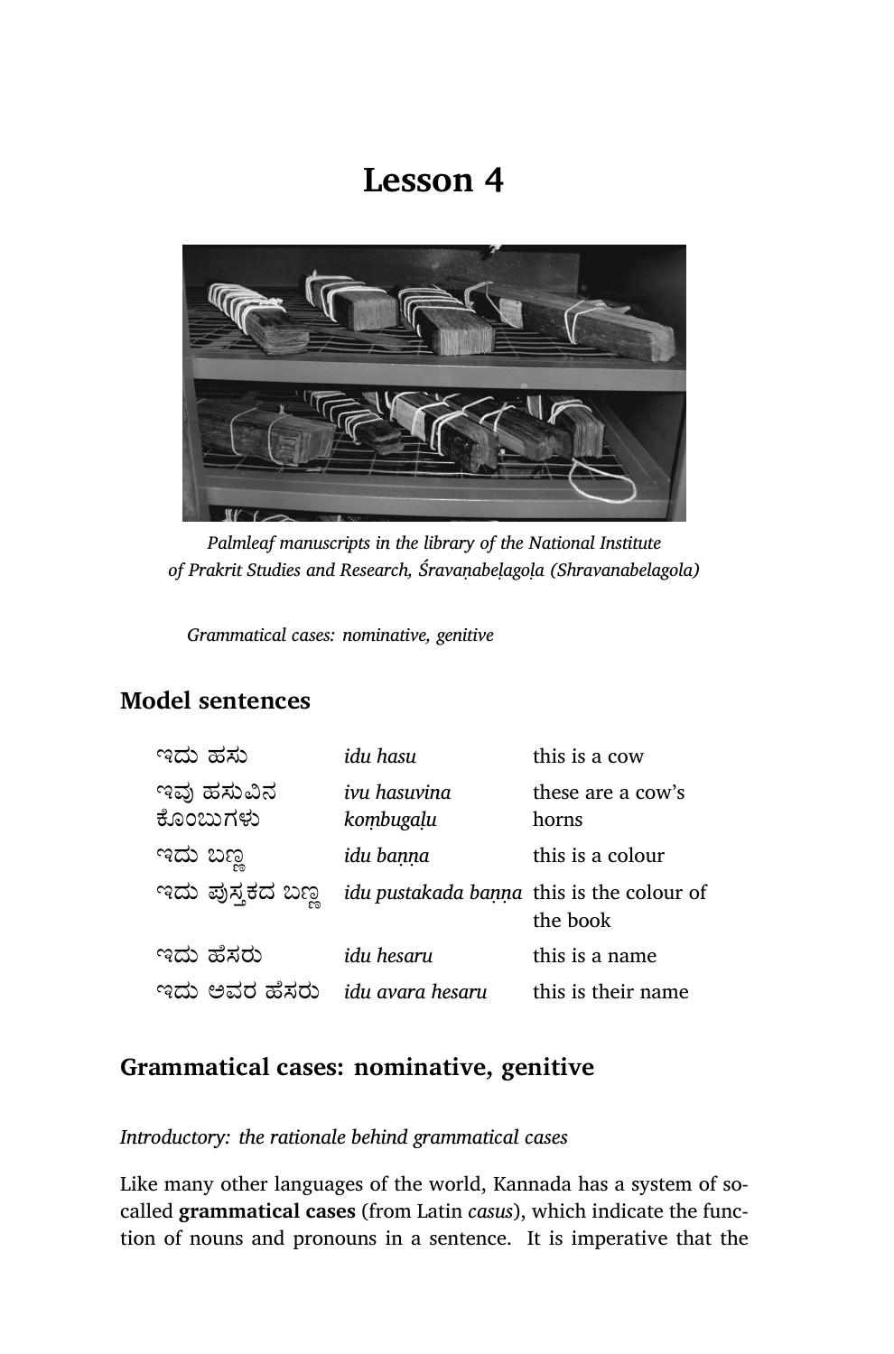# Lesson 4

*Palmleaf manuscripts in the library of the National Institute of Prakrit Studies and Research, Śravaṇabeḷagoḷa (Shravanabelagola)*

*Grammatical cases: nominative, genitive*

## Model sentences

| | | |
|---|---|---|
| ಇದು ಹಸು | *idu hasu* | this is a cow |
| ಇವು ಹಸುವಿನ ಕೊಂಬುಗಳು | *ivu hasuvina koṃbugaḷu* | these are a cow's horns |
| ಇದು ಬಣ್ಣ | *idu baṇṇa* | this is a colour |
| ಇದು ಪುಸ್ತಕದ ಬಣ್ಣ | *idu pustakada baṇṇa* | this is the colour of the book |
| ಇದು ಹೆಸರು | *idu hesaru* | this is a name |
| ಇದು ಅವರ ಹೆಸರು | *idu avara hesaru* | this is their name |

## Grammatical cases: nominative, genitive

*Introductory: the rationale behind grammatical cases*

Like many other languages of the world, Kannada has a system of so-called **grammatical cases** (from Latin *casus*), which indicate the function of nouns and pronouns in a sentence. It is imperative that the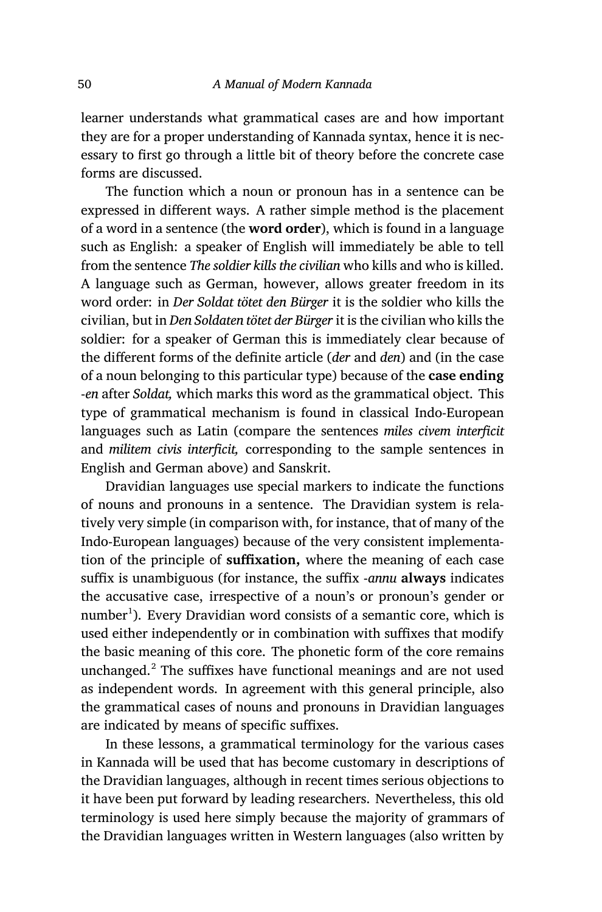learner understands what grammatical cases are and how important they are for a proper understanding of Kannada syntax, hence it is necessary to first go through a little bit of theory before the concrete case forms are discussed.

The function which a noun or pronoun has in a sentence can be expressed in different ways. A rather simple method is the placement of a word in a sentence (the **word order**), which is found in a language such as English: a speaker of English will immediately be able to tell from the sentence *The soldier kills the civilian* who kills and who is killed. A language such as German, however, allows greater freedom in its word order: in *Der Soldat tötet den Bürger* it is the soldier who kills the civilian, but in *Den Soldaten tötet der Bürger* it is the civilian who kills the soldier: for a speaker of German this is immediately clear because of the different forms of the definite article (*der* and *den*) and (in the case of a noun belonging to this particular type) because of the **case ending** *-en* after *Soldat,* which marks this word as the grammatical object. This type of grammatical mechanism is found in classical Indo-European languages such as Latin (compare the sentences *miles civem interficit* and *militem civis interficit,* corresponding to the sample sentences in English and German above) and Sanskrit.

Dravidian languages use special markers to indicate the functions of nouns and pronouns in a sentence. The Dravidian system is relatively very simple (in comparison with, for instance, that of many of the Indo-European languages) because of the very consistent implementation of the principle of **suffixation,** where the meaning of each case suffix is unambiguous (for instance, the suffix *-annu* **always** indicates the accusative case, irrespective of a noun's or pronoun's gender or number[1]). Every Dravidian word consists of a semantic core, which is used either independently or in combination with suffixes that modify the basic meaning of this core. The phonetic form of the core remains unchanged.[2] The suffixes have functional meanings and are not used as independent words. In agreement with this general principle, also the grammatical cases of nouns and pronouns in Dravidian languages are indicated by means of specific suffixes.

In these lessons, a grammatical terminology for the various cases in Kannada will be used that has become customary in descriptions of the Dravidian languages, although in recent times serious objections to it have been put forward by leading researchers. Nevertheless, this old terminology is used here simply because the majority of grammars of the Dravidian languages written in Western languages (also written by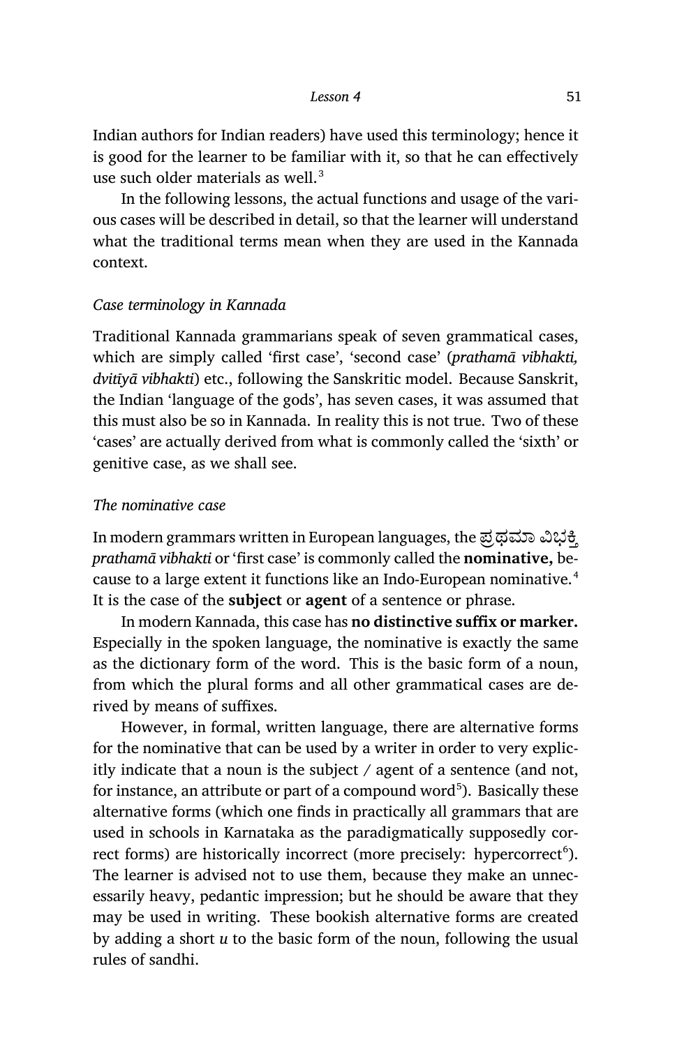Indian authors for Indian readers) have used this terminology; hence it is good for the learner to be familiar with it, so that he can effectively use such older materials as well.[3]

In the following lessons, the actual functions and usage of the various cases will be described in detail, so that the learner will understand what the traditional terms mean when they are used in the Kannada context.

### *Case terminology in Kannada*

Traditional Kannada grammarians speak of seven grammatical cases, which are simply called 'first case', 'second case' (*prathamā vibhakti, dvitīyā vibhakti*) etc., following the Sanskritic model. Because Sanskrit, the Indian 'language of the gods', has seven cases, it was assumed that this must also be so in Kannada. In reality this is not true. Two of these 'cases' are actually derived from what is commonly called the 'sixth' or genitive case, as we shall see.

### *The nominative case*

In modern grammars written in European languages, the ಪ್ರಥಮಾ ವಿಭಕ್ತಿ *prathamā vibhakti* or 'first case' is commonly called the **nominative,** because to a large extent it functions like an Indo-European nominative.[4] It is the case of the **subject** or **agent** of a sentence or phrase.

In modern Kannada, this case has **no distinctive suffix or marker.** Especially in the spoken language, the nominative is exactly the same as the dictionary form of the word. This is the basic form of a noun, from which the plural forms and all other grammatical cases are derived by means of suffixes.

However, in formal, written language, there are alternative forms for the nominative that can be used by a writer in order to very explicitly indicate that a noun is the subject / agent of a sentence (and not, for instance, an attribute or part of a compound word[5]). Basically these alternative forms (which one finds in practically all grammars that are used in schools in Karnataka as the paradigmatically supposedly correct forms) are historically incorrect (more precisely: hypercorrect[6]). The learner is advised not to use them, because they make an unnecessarily heavy, pedantic impression; but he should be aware that they may be used in writing. These bookish alternative forms are created by adding a short *u* to the basic form of the noun, following the usual rules of sandhi.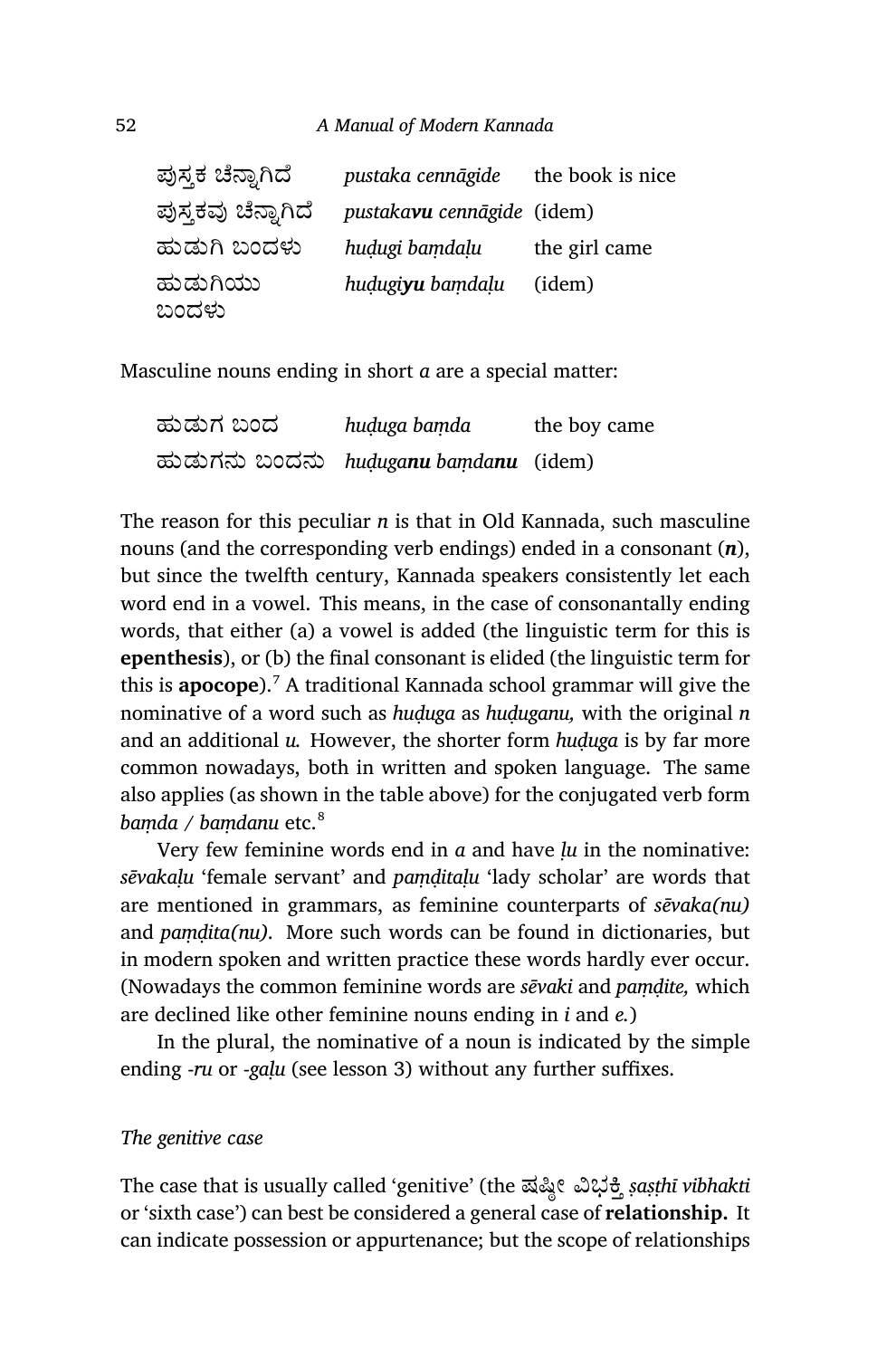| | | |
|---|---|---|
| ಪುಸ್ತಕ ಚೆನ್ನಾಗಿದೆ | *pustaka cennāgide* | the book is nice |
| ಪುಸ್ತಕವು ಚೆನ್ನಾಗಿದೆ | *pustaka**vu** cennāgide* | (idem) |
| ಹುಡುಗಿ ಬಂದಳು | *huḍugi baṃdaḷu* | the girl came |
| ಹುಡುಗಿಯು ಬಂದಳು | *huḍugi**yu** baṃdaḷu* | (idem) |

Masculine nouns ending in short *a* are a special matter:

| | | |
|---|---|---|
| ಹುಡುಗ ಬಂದ | *huḍuga baṃda* | the boy came |
| ಹುಡುಗನು ಬಂದನು | *huḍuga**nu** baṃda**nu*** | (idem) |

The reason for this peculiar *n* is that in Old Kannada, such masculine nouns (and the corresponding verb endings) ended in a consonant (***n***), but since the twelfth century, Kannada speakers consistently let each word end in a vowel. This means, in the case of consonantally ending words, that either (a) a vowel is added (the linguistic term for this is **epenthesis**), or (b) the final consonant is elided (the linguistic term for this is **apocope**).[7] A traditional Kannada school grammar will give the nominative of a word such as *huḍuga* as *huḍuganu,* with the original *n* and an additional *u.* However, the shorter form *huḍuga* is by far more common nowadays, both in written and spoken language. The same also applies (as shown in the table above) for the conjugated verb form *baṃda / baṃdanu* etc.[8]

Very few feminine words end in *a* and have *ḷu* in the nominative: *sēvakaḷu* 'female servant' and *paṃḍitaḷu* 'lady scholar' are words that are mentioned in grammars, as feminine counterparts of *sēvaka(nu)* and *paṃḍita(nu).* More such words can be found in dictionaries, but in modern spoken and written practice these words hardly ever occur. (Nowadays the common feminine words are *sēvaki* and *paṃḍite,* which are declined like other feminine nouns ending in *i* and *e.*)

In the plural, the nominative of a noun is indicated by the simple ending *-ru* or *-gaḷu* (see lesson 3) without any further suffixes.

*The genitive case*

The case that is usually called 'genitive' (the ಷಷ್ಠೀ ವಿಭಕ್ತಿ *ṣaṣṭhī vibhakti* or 'sixth case') can best be considered a general case of **relationship.** It can indicate possession or appurtenance; but the scope of relationships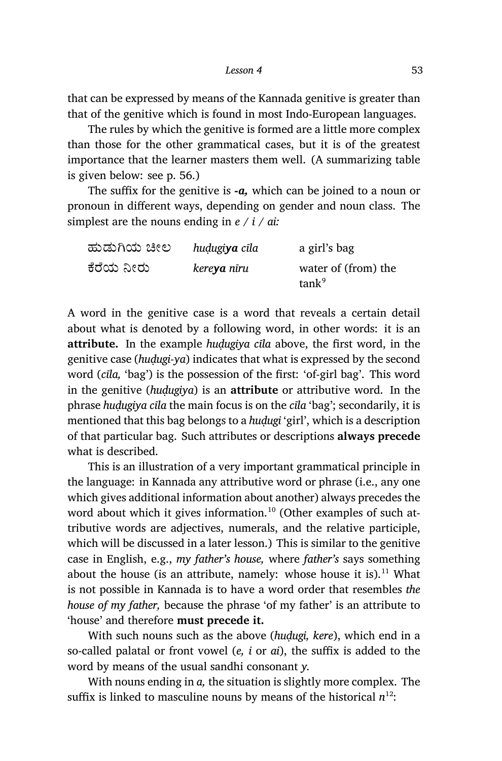that can be expressed by means of the Kannada genitive is greater than that of the genitive which is found in most Indo-European languages.

The rules by which the genitive is formed are a little more complex than those for the other grammatical cases, but it is of the greatest importance that the learner masters them well. (A summarizing table is given below: see p. 56.)

The suffix for the genitive is ***-a,*** which can be joined to a noun or pronoun in different ways, depending on gender and noun class. The simplest are the nouns ending in *e / i / ai:*

| | | |
|---|---|---|
| ಹುಡುಗಿಯ ಚೀಲ | *huḍugi**ya** cīla* | a girl's bag |
| ಕೆರೆಯ ನೀರು | *kere**ya** nīru* | water of (from) the tank[9] |

A word in the genitive case is a word that reveals a certain detail about what is denoted by a following word, in other words: it is an **attribute.** In the example *huḍugiya cīla* above, the first word, in the genitive case (*huḍugi-ya*) indicates that what is expressed by the second word (*cīla,* 'bag') is the possession of the first: 'of-girl bag'. This word in the genitive (*huḍugiya*) is an **attribute** or attributive word. In the phrase *huḍugiya cīla* the main focus is on the *cīla* 'bag'; secondarily, it is mentioned that this bag belongs to a *huḍugi* 'girl', which is a description of that particular bag. Such attributes or descriptions **always precede** what is described.

This is an illustration of a very important grammatical principle in the language: in Kannada any attributive word or phrase (i.e., any one which gives additional information about another) always precedes the word about which it gives information.[10] (Other examples of such attributive words are adjectives, numerals, and the relative participle, which will be discussed in a later lesson.) This is similar to the genitive case in English, e.g., *my father's house,* where *father's* says something about the house (is an attribute, namely: whose house it is).[11] What is not possible in Kannada is to have a word order that resembles *the house of my father,* because the phrase 'of my father' is an attribute to 'house' and therefore **must precede it.**

With such nouns such as the above (*huḍugi, kere*), which end in a so-called palatal or front vowel (*e, i* or *ai*), the suffix is added to the word by means of the usual sandhi consonant *y.*

With nouns ending in *a,* the situation is slightly more complex. The suffix is linked to masculine nouns by means of the historical *n*[12]: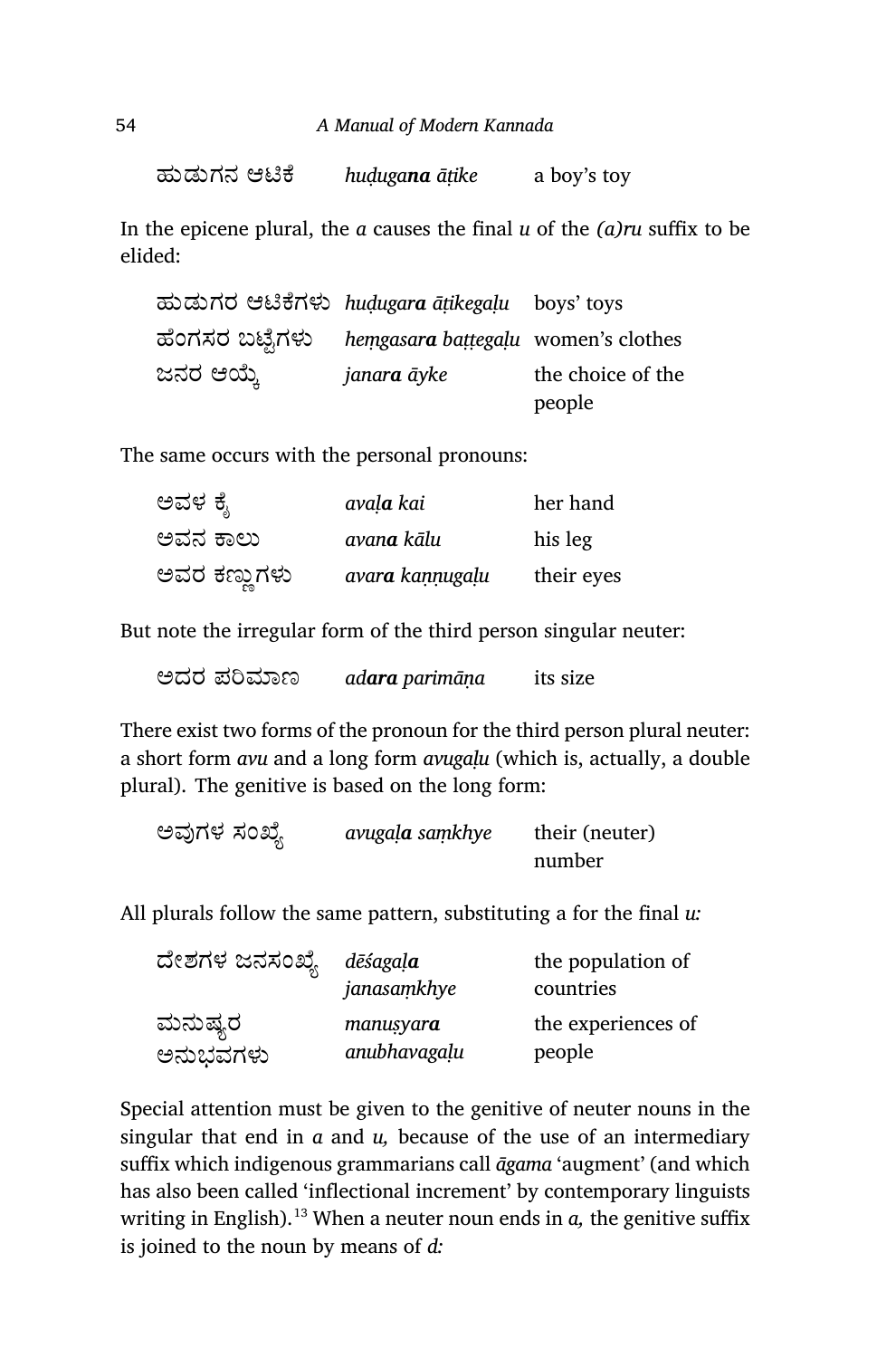| | | |
|---|---|---|
| ಹುಡುಗನ ಆಟಿಕೆ | *huḍuga**na** āṭike* | a boy's toy |

In the epicene plural, the *a* causes the final *u* of the *(a)ru* suffix to be elided:

| | | |
|---|---|---|
| ಹುಡುಗರ ಆಟಿಕೆಗಳು | *huḍugar**a** āṭikegaḷu* | boys' toys |
| ಹೆಂಗಸರ ಬಟ್ಟೆಗಳು | *heṃgasar**a** baṭṭegaḷu* | women's clothes |
| ಜನರ ಆಯ್ಕೆ | *janar**a** āyke* | the choice of the people |

The same occurs with the personal pronouns:

| | | |
|---|---|---|
| ಅವಳ ಕೈ | *ava**ḷa** kai* | her hand |
| ಅವನ ಕಾಲು | *ava**na** kālu* | his leg |
| ಅವರ ಕಣ್ಣುಗಳು | *avar**a** kaṇṇugaḷu* | their eyes |

But note the irregular form of the third person singular neuter:

| | | |
|---|---|---|
| ಅದರ ಪರಿಮಾಣ | *ad**ara** parimāṇa* | its size |

There exist two forms of the pronoun for the third person plural neuter: a short form *avu* and a long form *avugaḷu* (which is, actually, a double plural). The genitive is based on the long form:

| | | |
|---|---|---|
| ಅವುಗಳ ಸಂಖ್ಯೆ | *avuga**ḷa** saṃkhye* | their (neuter) number |

All plurals follow the same pattern, substituting a for the final *u:*

| | | |
|---|---|---|
| ದೇಶಗಳ ಜನಸಂಖ್ಯೆ | *dēśaga**ḷa** janasaṃkhye* | the population of countries |
| ಮನುಷ್ಯರ ಅನುಭವಗಳು | *manuṣyar**a** anubhavagaḷu* | the experiences of people |

Special attention must be given to the genitive of neuter nouns in the singular that end in *a* and *u,* because of the use of an intermediary suffix which indigenous grammarians call *āgama* 'augment' (and which has also been called 'inflectional increment' by contemporary linguists writing in English).[13] When a neuter noun ends in *a,* the genitive suffix is joined to the noun by means of *d:*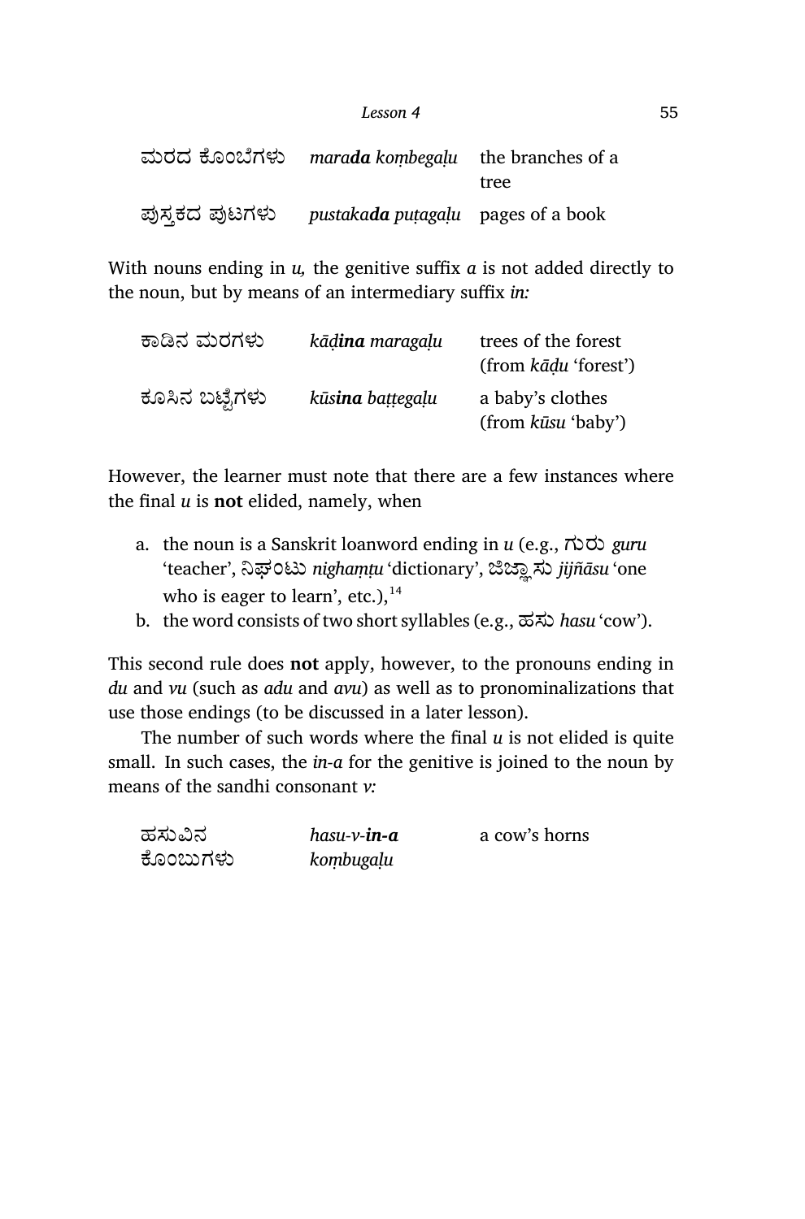| | | |
|---|---|---|
| ಮರದ ಕೊಂಬೆಗಳು | *mara**da** kombegaḷu* | the branches of a tree |
| ಪುಸ್ತಕದ ಪುಟಗಳು | *pustaka**da** puṭagaḷu* | pages of a book |

With nouns ending in *u,* the genitive suffix *a* is not added directly to the noun, but by means of an intermediary suffix *in:*

| | | |
|---|---|---|
| ಕಾಡಿನ ಮರಗಳು | *kāḍ**ina** maragaḷu* | trees of the forest (from *kāḍu* 'forest') |
| ಕೂಸಿನ ಬಟ್ಟೆಗಳು | *kūs**ina** baṭṭegaḷu* | a baby's clothes (from *kūsu* 'baby') |

However, the learner must note that there are a few instances where the final *u* is **not** elided, namely, when

a. the noun is a Sanskrit loanword ending in *u* (e.g., ಗುರು *guru* 'teacher', ನಿಘಂಟು *nighaṃṭu* 'dictionary', ಜಿಜ್ಞಾಸು *jijñāsu* 'one who is eager to learn', etc.),[14]
b. the word consists of two short syllables (e.g., ಹಸು *hasu* 'cow').

This second rule does **not** apply, however, to the pronouns ending in *du* and *vu* (such as *adu* and *avu*) as well as to pronominalizations that use those endings (to be discussed in a later lesson).

The number of such words where the final *u* is not elided is quite small. In such cases, the *in-a* for the genitive is joined to the noun by means of the sandhi consonant *v:*

| | | |
|---|---|---|
| ಹಸುವಿನ ಕೊಂಬುಗಳು | *hasu-v-**in-a** kombugaḷu* | a cow's horns |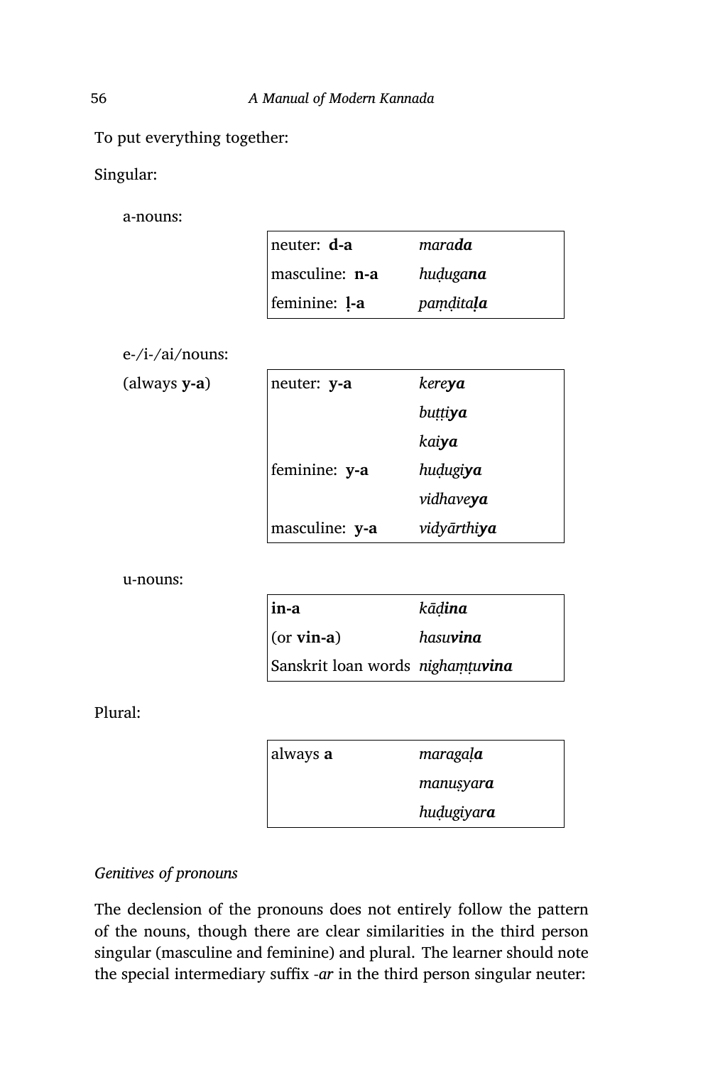To put everything together:

Singular:

a-nouns:

| | |
|---|---|
| neuter: **d-a** | *mara**da*** |
| masculine: **n-a** | *huḍuga**na*** |
| feminine: **ḷ-a** | *paṃḍita**ḷa*** |

e-/i-/ai/nouns:

(always **y-a**)

| | |
|---|---|
| neuter: **y-a** | *kere**ya*** |
| | *buṭṭi**ya*** |
| | *kai**ya*** |
| feminine: **y-a** | *huḍugi**ya*** |
| | *vidhave**ya*** |
| masculine: **y-a** | *vidyārthi**ya*** |

u-nouns:

| | |
|---|---|
| **in-a** | *kāḍ**ina*** |
| (or **vin-a**) | *hasu**vina*** |
| Sanskrit loan words | *nighaṃṭu**vina*** |

Plural:

| | |
|---|---|
| always **a** | *maragaḷ**a*** |
| | *manuṣyar**a*** |
| | *huḍugiyar**a*** |

*Genitives of pronouns*

The declension of the pronouns does not entirely follow the pattern of the nouns, though there are clear similarities in the third person singular (masculine and feminine) and plural. The learner should note the special intermediary suffix *-ar* in the third person singular neuter: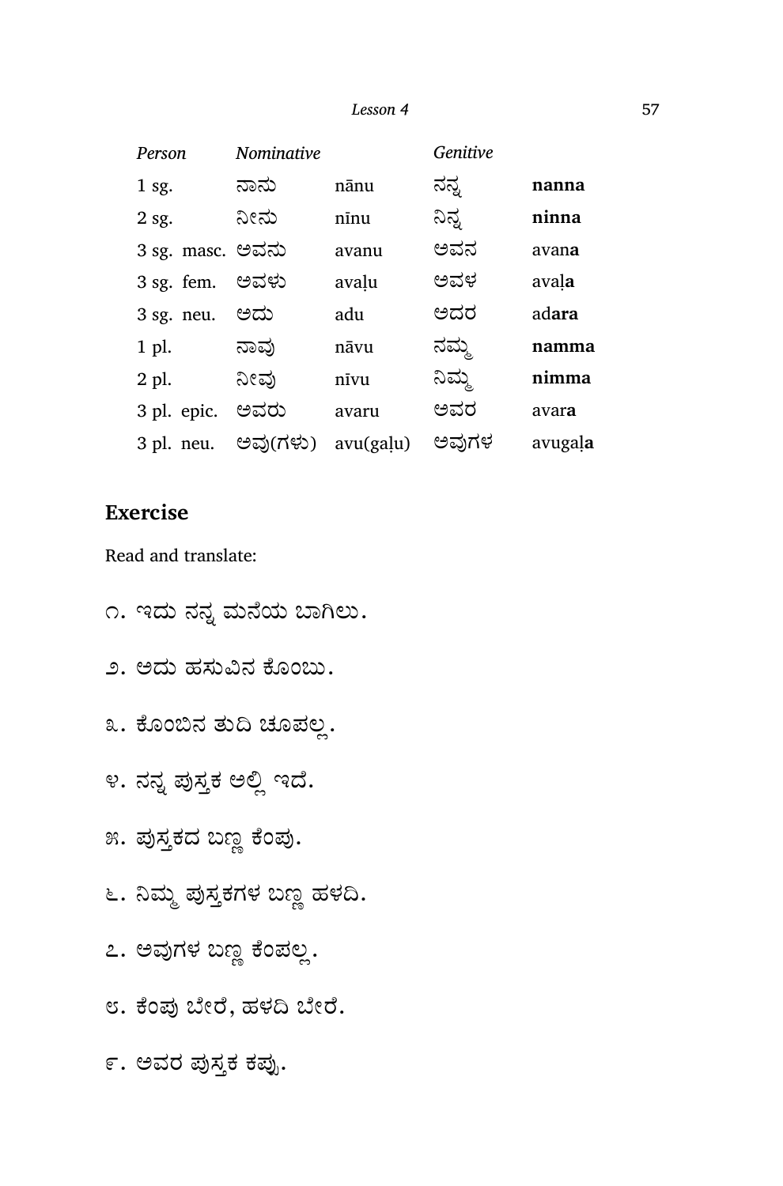| *Person* | *Nominative* | | *Genitive* | |
|---|---|---|---|---|
| 1 sg. | ನಾನು | nānu | ನನ್ನ | **nanna** |
| 2 sg. | ನೀನು | nīnu | ನಿನ್ನ | **ninna** |
| 3 sg. masc. | ಅವನು | avanu | ಅವನ | avan**a** |
| 3 sg. fem. | ಅವಳು | avaḷu | ಅವಳ | avaḷ**a** |
| 3 sg. neu. | ಅದು | adu | ಅದರ | ad**ara** |
| 1 pl. | ನಾವು | nāvu | ನಮ್ಮ | **namma** |
| 2 pl. | ನೀವು | nīvu | ನಿಮ್ಮ | **nimma** |
| 3 pl. epic. | ಅವರು | avaru | ಅವರ | avar**a** |
| 3 pl. neu. | ಅವು(ಗಳು) | avu(gaḷu) | ಅವುಗಳ | avugaḷ**a** |

## Exercise

Read and translate:

೧. ಇದು ನನ್ನ ಮನೆಯ ಬಾಗಿಲು.

೨. ಅದು ಹಸುವಿನ ಕೊಂಬು.

೩. ಕೊಂಬಿನ ತುದಿ ಚೂಪಲ್ಲ.

೪. ನನ್ನ ಪುಸ್ತಕ ಅಲ್ಲಿ ಇದೆ.

೫. ಪುಸ್ತಕದ ಬಣ್ಣ ಕೆಂಪು.

೬. ನಿಮ್ಮ ಪುಸ್ತಕಗಳ ಬಣ್ಣ ಹಳದಿ.

೭. ಅವುಗಳ ಬಣ್ಣ ಕೆಂಪಲ್ಲ.

೮. ಕೆಂಪು ಬೇರೆ, ಹಳದಿ ಬೇರೆ.

೯. ಅವರ ಪುಸ್ತಕ ಕಪ್ಪು.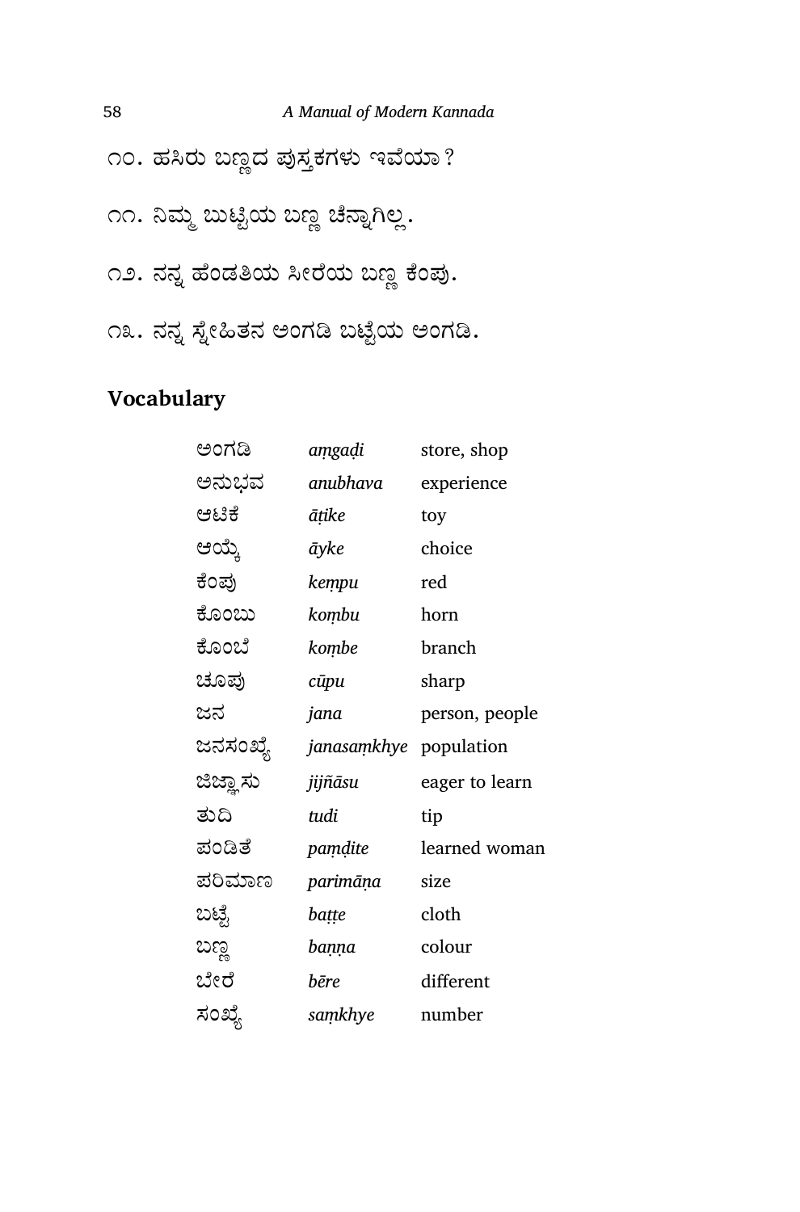೧೦. ಹಸಿರು ಬಣ್ಣದ ಪುಸ್ತಕಗಳು ಇವೆಯಾ ?

೧೧. ನಿಮ್ಮ ಬುಟ್ಟಿಯ ಬಣ್ಣ ಚೆನ್ನಾಗಿಲ್ಲ.

೧೨. ನನ್ನ ಹೆಂಡತಿಯ ಸೀರೆಯ ಬಣ್ಣ ಕೆಂಪು.

೧೩. ನನ್ನ ಸ್ನೇಹಿತನ ಅಂಗಡಿ ಬಟ್ಟೆಯ ಅಂಗಡಿ.

## Vocabulary

| | | |
|---|---|---|
| ಅಂಗಡಿ | *aṃgaḍi* | store, shop |
| ಅನುಭವ | *anubhava* | experience |
| ಆಟಿಕೆ | *āṭike* | toy |
| ಆಯ್ಕೆ | *āyke* | choice |
| ಕೆಂಪು | *keṃpu* | red |
| ಕೊಂಬು | *koṃbu* | horn |
| ಕೊಂಬೆ | *koṃbe* | branch |
| ಚೂಪು | *cūpu* | sharp |
| ಜನ | *jana* | person, people |
| ಜನಸಂಖ್ಯೆ | *janasaṃkhye* | population |
| ಜಿಜ್ಞಾಸು | *jijñāsu* | eager to learn |
| ತುದಿ | *tudi* | tip |
| ಪಂಡಿತೆ | *paṃḍite* | learned woman |
| ಪರಿಮಾಣ | *parimāṇa* | size |
| ಬಟ್ಟೆ | *baṭṭe* | cloth |
| ಬಣ್ಣ | *baṇṇa* | colour |
| ಬೇರೆ | *bēre* | different |
| ಸಂಖ್ಯೆ | *saṃkhye* | number |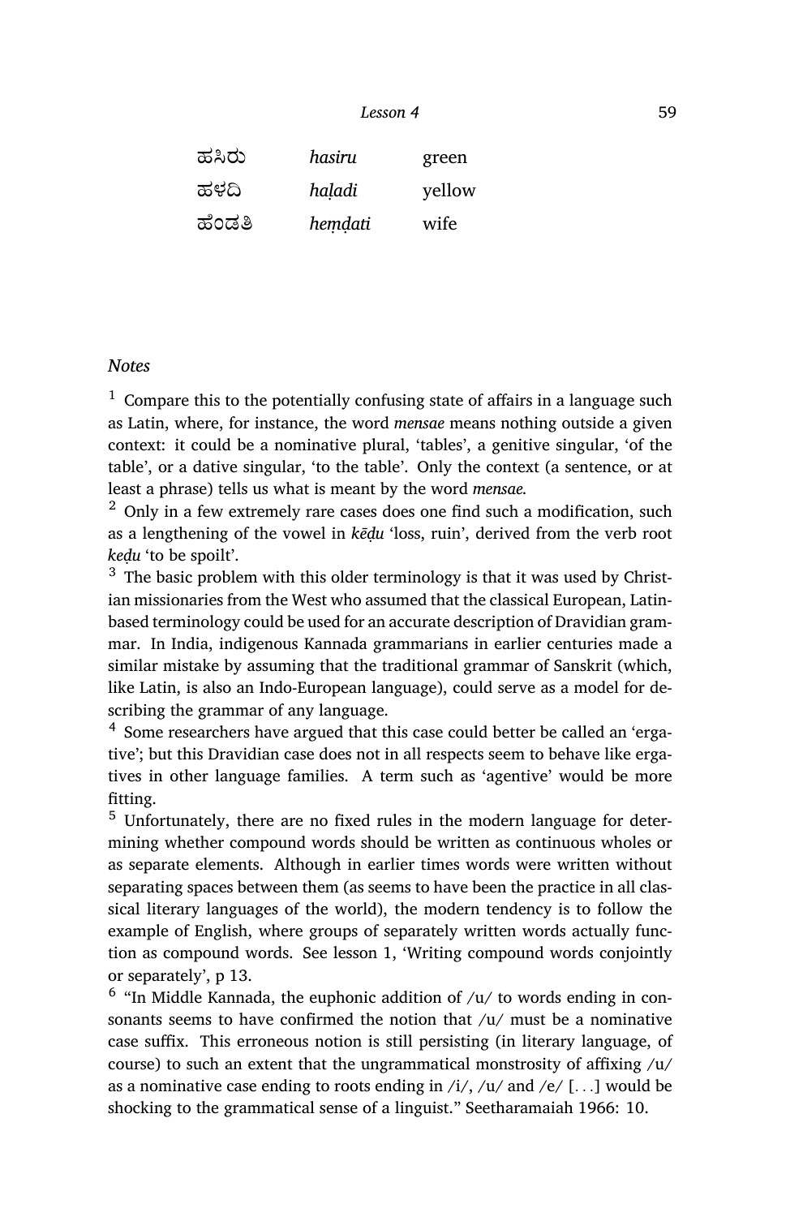| | | |
|---|---|---|
| ಹಸಿರು | *hasiru* | green |
| ಹಳದಿ | *haḷadi* | yellow |
| ಹೆಂಡತಿ | *heṃḍati* | wife |

*Notes*

[1] Compare this to the potentially confusing state of affairs in a language such as Latin, where, for instance, the word *mensae* means nothing outside a given context: it could be a nominative plural, 'tables', a genitive singular, 'of the table', or a dative singular, 'to the table'. Only the context (a sentence, or at least a phrase) tells us what is meant by the word *mensae*.

[2] Only in a few extremely rare cases does one find such a modification, such as a lengthening of the vowel in *kēḍu* 'loss, ruin', derived from the verb root *keḍu* 'to be spoilt'.

[3] The basic problem with this older terminology is that it was used by Christian missionaries from the West who assumed that the classical European, Latin-based terminology could be used for an accurate description of Dravidian grammar. In India, indigenous Kannada grammarians in earlier centuries made a similar mistake by assuming that the traditional grammar of Sanskrit (which, like Latin, is also an Indo-European language), could serve as a model for describing the grammar of any language.

[4] Some researchers have argued that this case could better be called an 'ergative'; but this Dravidian case does not in all respects seem to behave like ergatives in other language families. A term such as 'agentive' would be more fitting.

[5] Unfortunately, there are no fixed rules in the modern language for determining whether compound words should be written as continuous wholes or as separate elements. Although in earlier times words were written without separating spaces between them (as seems to have been the practice in all classical literary languages of the world), the modern tendency is to follow the example of English, where groups of separately written words actually function as compound words. See lesson 1, 'Writing compound words conjointly or separately', p 13.

[6] "In Middle Kannada, the euphonic addition of /u/ to words ending in consonants seems to have confirmed the notion that /u/ must be a nominative case suffix. This erroneous notion is still persisting (in literary language, of course) to such an extent that the ungrammatical monstrosity of affixing /u/ as a nominative case ending to roots ending in /i/, /u/ and /e/ [...] would be shocking to the grammatical sense of a linguist." Seetharamaiah 1966: 10.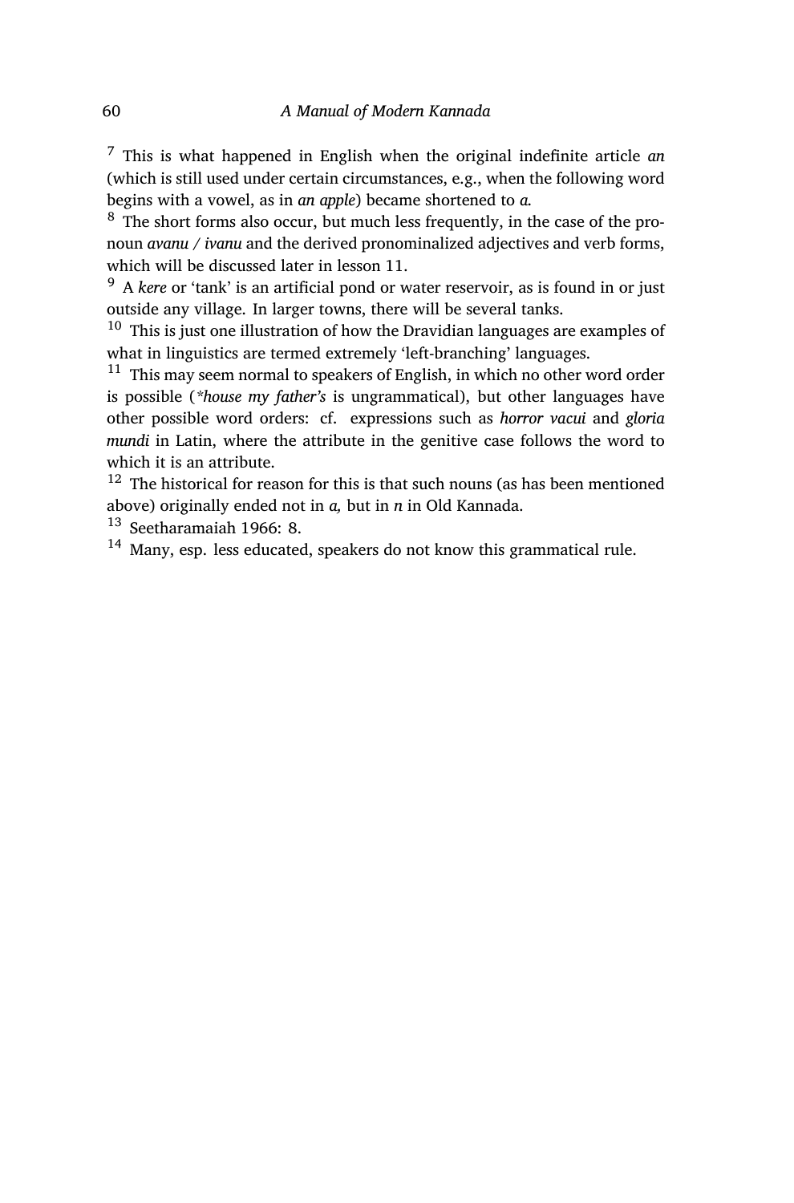[7] This is what happened in English when the original indefinite article *an* (which is still used under certain circumstances, e.g., when the following word begins with a vowel, as in *an apple*) became shortened to *a.*

[8] The short forms also occur, but much less frequently, in the case of the pronoun *avanu / ivanu* and the derived pronominalized adjectives and verb forms, which will be discussed later in lesson 11.

[9] A *kere* or 'tank' is an artificial pond or water reservoir, as is found in or just outside any village. In larger towns, there will be several tanks.

[10] This is just one illustration of how the Dravidian languages are examples of what in linguistics are termed extremely 'left-branching' languages.

[11] This may seem normal to speakers of English, in which no other word order is possible (*\*house my father's* is ungrammatical), but other languages have other possible word orders: cf. expressions such as *horror vacui* and *gloria mundi* in Latin, where the attribute in the genitive case follows the word to which it is an attribute.

[12] The historical for reason for this is that such nouns (as has been mentioned above) originally ended not in *a,* but in *n* in Old Kannada.

[13] Seetharamaiah 1966: 8.

[14] Many, esp. less educated, speakers do not know this grammatical rule.